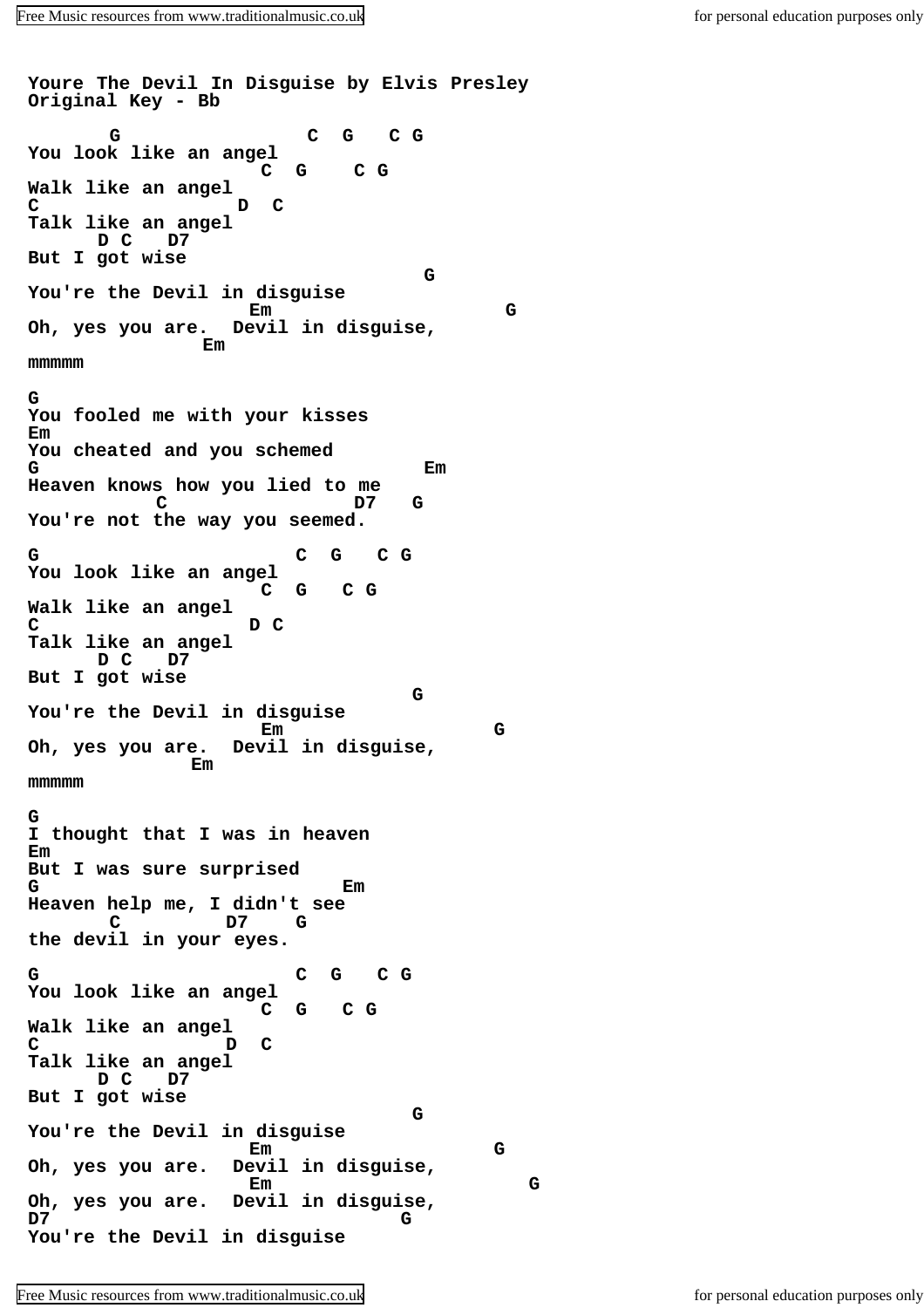**Youre The Devil In Disguise by Elvis Presley**
**Original Key - Bb**

```
       G                 C  G   C G
You look like an angel
                    C  G    C G
Walk like an angel
C                  D  C
Talk like an angel
      D C   D7
But I got wise
                                   G
You're the Devil in disguise
                   Em                     G
Oh, yes you are.  Devil in disguise,
               Em
mmmmm

G
You fooled me with your kisses
Em
You cheated and you schemed
G                                  Em
Heaven knows how you lied to me
           C                D7   G
You're not the way you seemed.

G                      C  G   C G
You look like an angel
                    C  G   C G
Walk like an angel
C                   D C
Talk like an angel
      D C   D7
But I got wise
                                  G
You're the Devil in disguise
                    Em                  G
Oh, yes you are.  Devil in disguise,
              Em
mmmmm

G
I thought that I was in heaven
Em
But I was sure surprised
G                            Em
Heaven help me, I didn't see
       C         D7    G
the devil in your eyes.

G                      C  G   C G
You look like an angel
                    C  G   C G
Walk like an angel
C                 D  C
Talk like an angel
      D C   D7
But I got wise
                                  G
You're the Devil in disguise
                   Em                   G
Oh, yes you are.  Devil in disguise,
                   Em                      G
Oh, yes you are.  Devil in disguise,
D7                               G
You're the Devil in disguise
```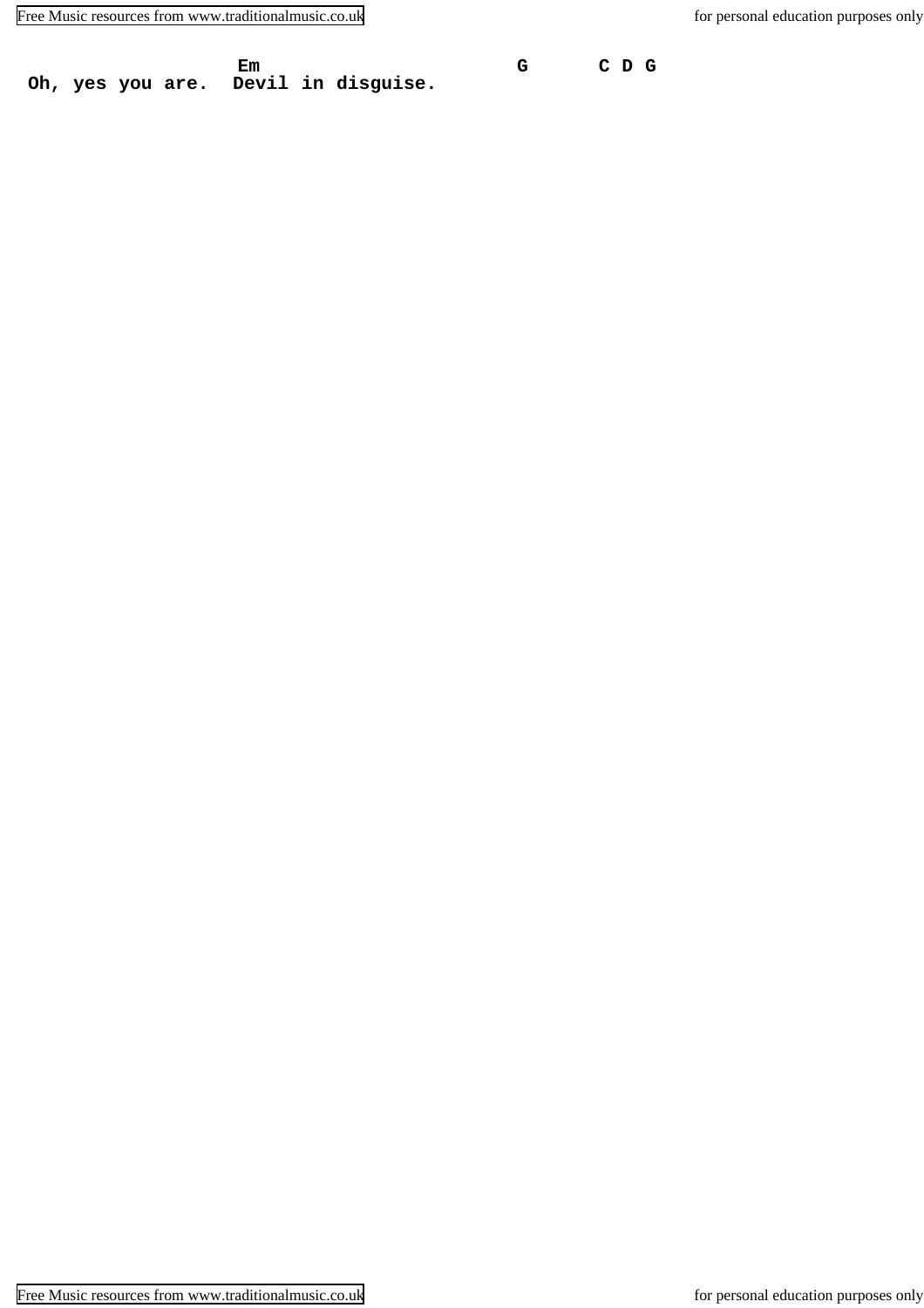```
                 Em                        G      C D G
Oh, yes you are.  Devil in disguise.
```